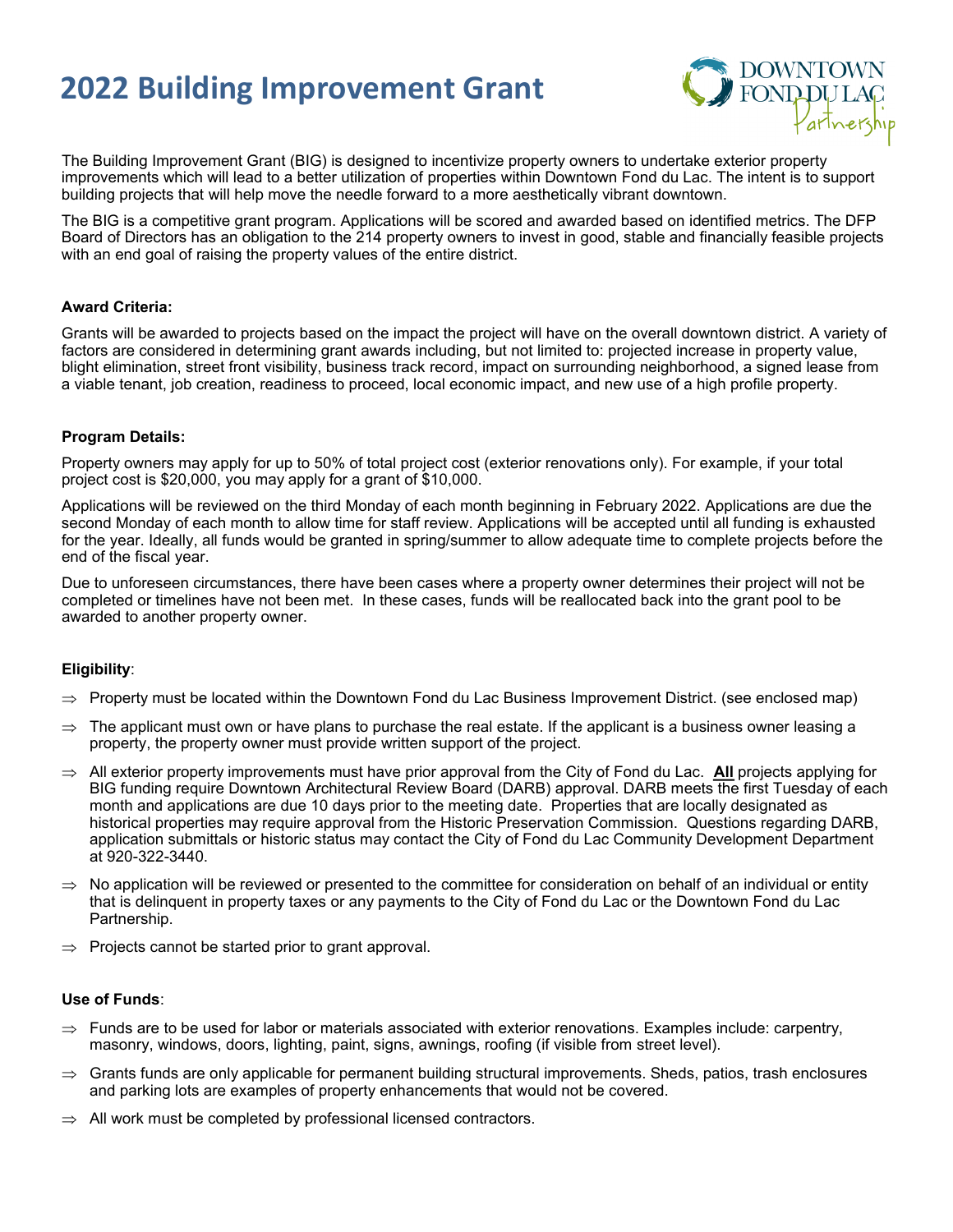# 2022 Building Improvement Grant

The Building Improvement Grant (BIG) is designed to incentivize property owners to undertake exterior property improvements which will lead to a better utilization of properties within Downtown Fond du Lac. The intent is to support building projects that will help move the needle forward to a more aesthetically vibrant downtown.

The BIG is a competitive grant program. Applications will be scored and awarded based on identified metrics. The DFP Board of Directors has an obligation to the 214 property owners to invest in good, stable and financially feasible projects with an end goal of raising the property values of the entire district.

**Award Criteria:**

Grants will be awarded to projects based on the impact the project will have on the overall downtown district. A variety of factors are considered in determining grant awards including, but not limited to: projected increase in property value, blight elimination, street front visibility, business track record, impact on surrounding neighborhood, a signed lease from a viable tenant, job creation, readiness to proceed, local economic impact, and new use of a high profile property.

**Program Details:**

Property owners may apply for up to 50% of total project cost (exterior renovations only). For example, if your total project cost is $20,000, you may apply for a grant of $10,000.

Applications will be reviewed on the third Monday of each month beginning in February 2022. Applications are due the second Monday of each month to allow time for staff review. Applications will be accepted until all funding is exhausted for the year. Ideally, all funds would be granted in spring/summer to allow adequate time to complete projects before the end of the fiscal year.

Due to unforeseen circumstances, there have been cases where a property owner determines their project will not be completed or timelines have not been met. In these cases, funds will be reallocated back into the grant pool to be awarded to another property owner.

**Eligibility**:

- ⇒ Property must be located within the Downtown Fond du Lac Business Improvement District. (see enclosed map)
- ⇒ The applicant must own or have plans to purchase the real estate. If the applicant is a business owner leasing a property, the property owner must provide written support of the project.
- ⇒ All exterior property improvements must have prior approval from the City of Fond du Lac. **All** projects applying for BIG funding require Downtown Architectural Review Board (DARB) approval. DARB meets the first Tuesday of each month and applications are due 10 days prior to the meeting date. Properties that are locally designated as historical properties may require approval from the Historic Preservation Commission. Questions regarding DARB, application submittals or historic status may contact the City of Fond du Lac Community Development Department at 920-322-3440.
- ⇒ No application will be reviewed or presented to the committee for consideration on behalf of an individual or entity that is delinquent in property taxes or any payments to the City of Fond du Lac or the Downtown Fond du Lac Partnership.
- ⇒ Projects cannot be started prior to grant approval.

**Use of Funds**:

- ⇒ Funds are to be used for labor or materials associated with exterior renovations. Examples include: carpentry, masonry, windows, doors, lighting, paint, signs, awnings, roofing (if visible from street level).
- ⇒ Grants funds are only applicable for permanent building structural improvements. Sheds, patios, trash enclosures and parking lots are examples of property enhancements that would not be covered.
- ⇒ All work must be completed by professional licensed contractors.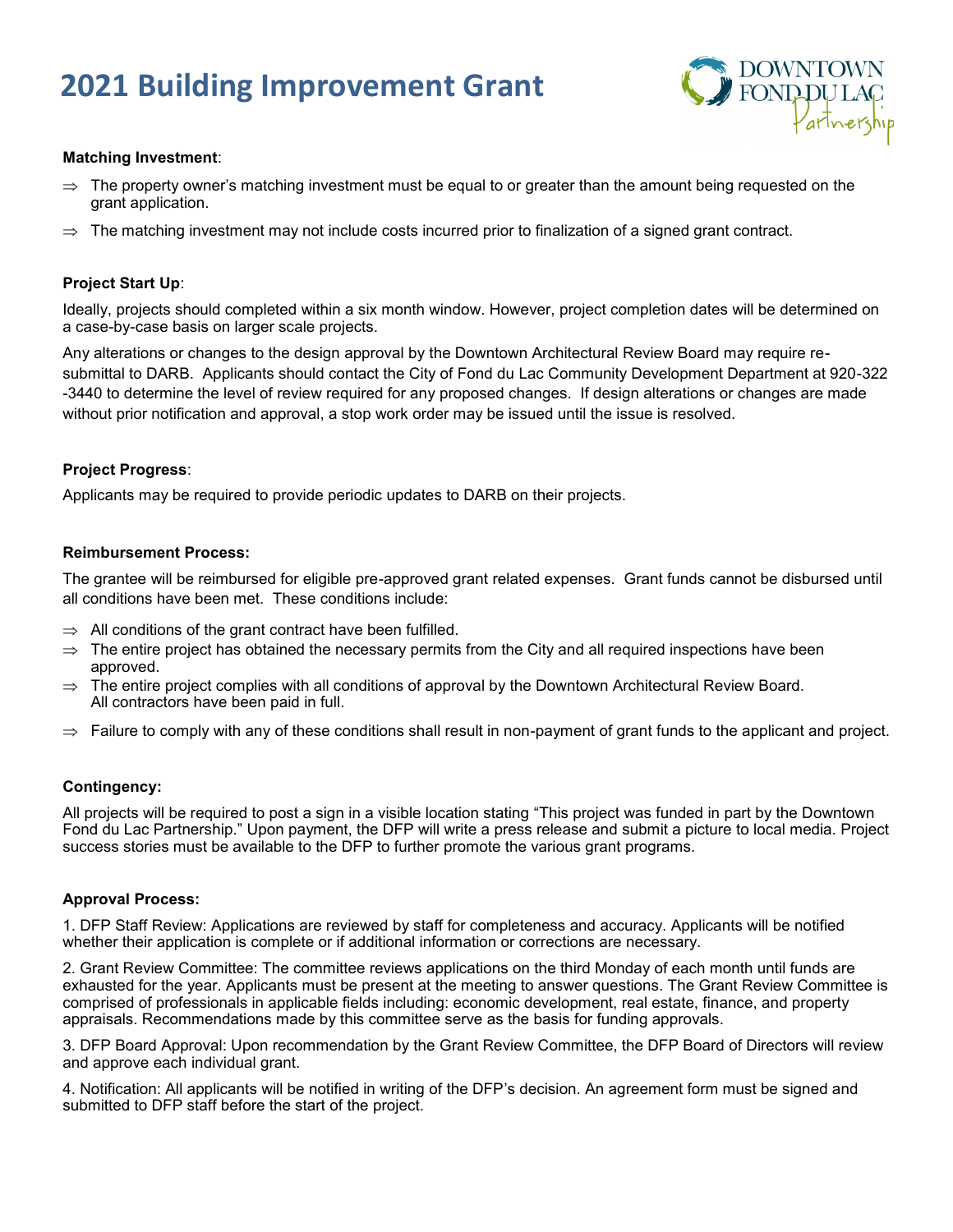# 2021 Building Improvement Grant

**Matching Investment**:

⇒ The property owner's matching investment must be equal to or greater than the amount being requested on the grant application.

⇒ The matching investment may not include costs incurred prior to finalization of a signed grant contract.

**Project Start Up**:

Ideally, projects should completed within a six month window. However, project completion dates will be determined on a case-by-case basis on larger scale projects.

Any alterations or changes to the design approval by the Downtown Architectural Review Board may require re-submittal to DARB. Applicants should contact the City of Fond du Lac Community Development Department at 920-322-3440 to determine the level of review required for any proposed changes. If design alterations or changes are made without prior notification and approval, a stop work order may be issued until the issue is resolved.

**Project Progress**:

Applicants may be required to provide periodic updates to DARB on their projects.

**Reimbursement Process:**

The grantee will be reimbursed for eligible pre-approved grant related expenses. Grant funds cannot be disbursed until all conditions have been met. These conditions include:

⇒ All conditions of the grant contract have been fulfilled.

⇒ The entire project has obtained the necessary permits from the City and all required inspections have been approved.

⇒ The entire project complies with all conditions of approval by the Downtown Architectural Review Board. All contractors have been paid in full.

⇒ Failure to comply with any of these conditions shall result in non-payment of grant funds to the applicant and project.

**Contingency:**

All projects will be required to post a sign in a visible location stating "This project was funded in part by the Downtown Fond du Lac Partnership." Upon payment, the DFP will write a press release and submit a picture to local media. Project success stories must be available to the DFP to further promote the various grant programs.

**Approval Process:**

1. DFP Staff Review: Applications are reviewed by staff for completeness and accuracy. Applicants will be notified whether their application is complete or if additional information or corrections are necessary.

2. Grant Review Committee: The committee reviews applications on the third Monday of each month until funds are exhausted for the year. Applicants must be present at the meeting to answer questions. The Grant Review Committee is comprised of professionals in applicable fields including: economic development, real estate, finance, and property appraisals. Recommendations made by this committee serve as the basis for funding approvals.

3. DFP Board Approval: Upon recommendation by the Grant Review Committee, the DFP Board of Directors will review and approve each individual grant.

4. Notification: All applicants will be notified in writing of the DFP's decision. An agreement form must be signed and submitted to DFP staff before the start of the project.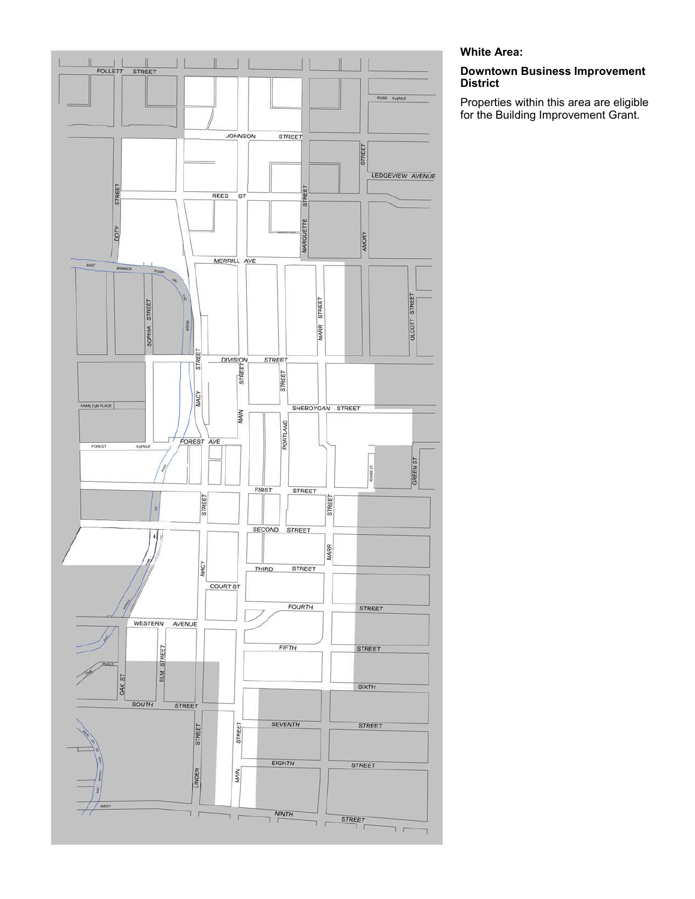**White Area:**

**Downtown Business Improvement District**

Properties within this area are eligible for the Building Improvement Grant.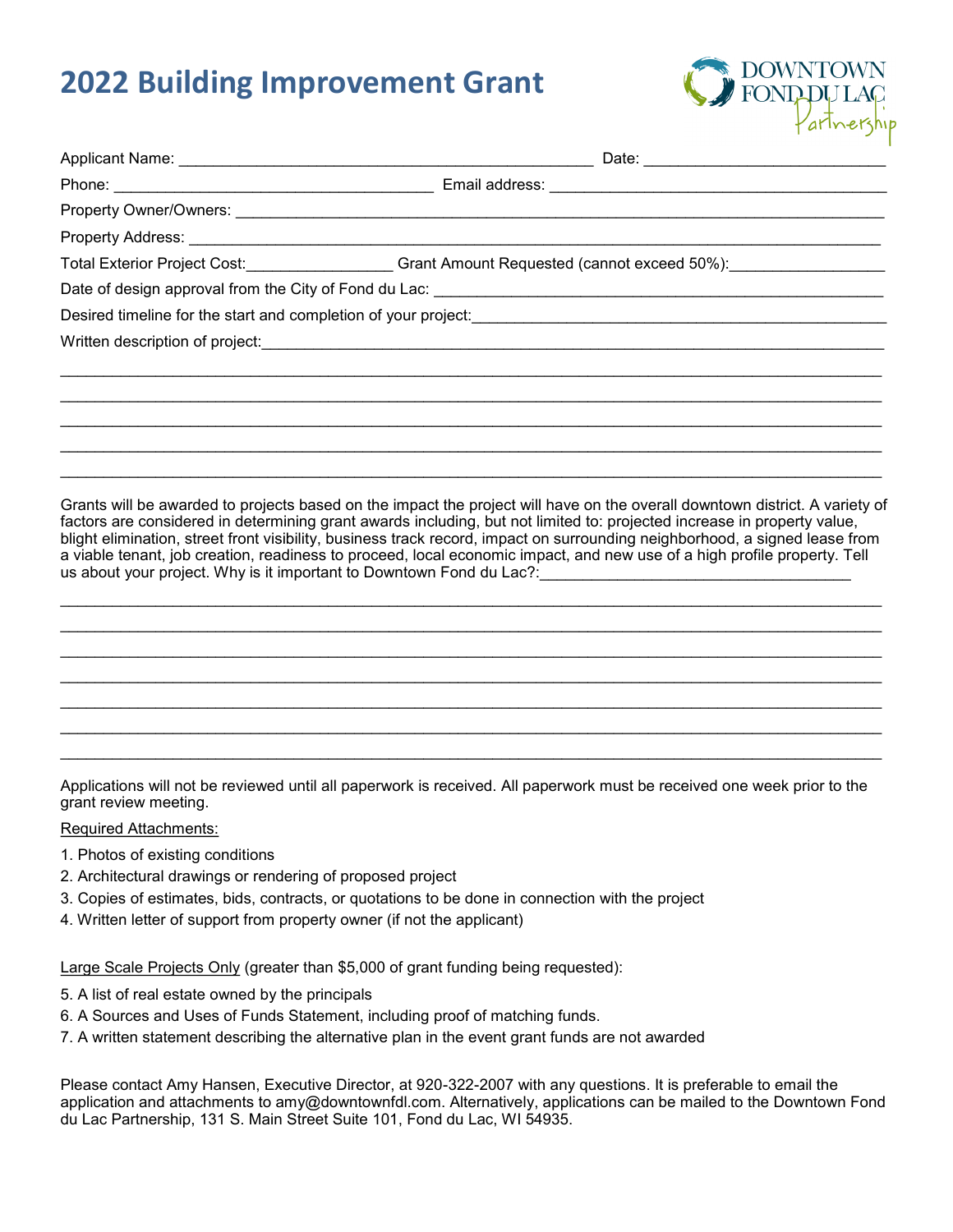# 2022 Building Improvement Grant

Downtown Fond du Lac Partnership

Applicant Name: ______________________________________________ Date: __________________________

Phone: ___________________________________ Email address: ______________________________________

Property Owner/Owners: _________________________________________________________________________

Property Address: ______________________________________________________________________________

Total Exterior Project Cost:________________ Grant Amount Requested (cannot exceed 50%):________________

Date of design approval from the City of Fond du Lac: ___________________________________________________

Desired timeline for the start and completion of your project:_____________________________________________

Written description of project:______________________________________________________________________

_______________________________________________________________________________________________

_______________________________________________________________________________________________

_______________________________________________________________________________________________

_______________________________________________________________________________________________

_______________________________________________________________________________________________

Grants will be awarded to projects based on the impact the project will have on the overall downtown district. A variety of factors are considered in determining grant awards including, but not limited to: projected increase in property value, blight elimination, street front visibility, business track record, impact on surrounding neighborhood, a signed lease from a viable tenant, job creation, readiness to proceed, local economic impact, and new use of a high profile property. Tell us about your project. Why is it important to Downtown Fond du Lac?:___________________________________

_______________________________________________________________________________________________

_______________________________________________________________________________________________

_______________________________________________________________________________________________

_______________________________________________________________________________________________

_______________________________________________________________________________________________

_______________________________________________________________________________________________

_______________________________________________________________________________________________

Applications will not be reviewed until all paperwork is received. All paperwork must be received one week prior to the grant review meeting.

<u>Required Attachments:</u>

1. Photos of existing conditions
2. Architectural drawings or rendering of proposed project
3. Copies of estimates, bids, contracts, or quotations to be done in connection with the project
4. Written letter of support from property owner (if not the applicant)

<u>Large Scale Projects Only</u> (greater than $5,000 of grant funding being requested):

5. A list of real estate owned by the principals
6. A Sources and Uses of Funds Statement, including proof of matching funds.
7. A written statement describing the alternative plan in the event grant funds are not awarded

Please contact Amy Hansen, Executive Director, at 920-322-2007 with any questions. It is preferable to email the application and attachments to amy@downtownfdl.com. Alternatively, applications can be mailed to the Downtown Fond du Lac Partnership, 131 S. Main Street Suite 101, Fond du Lac, WI 54935.